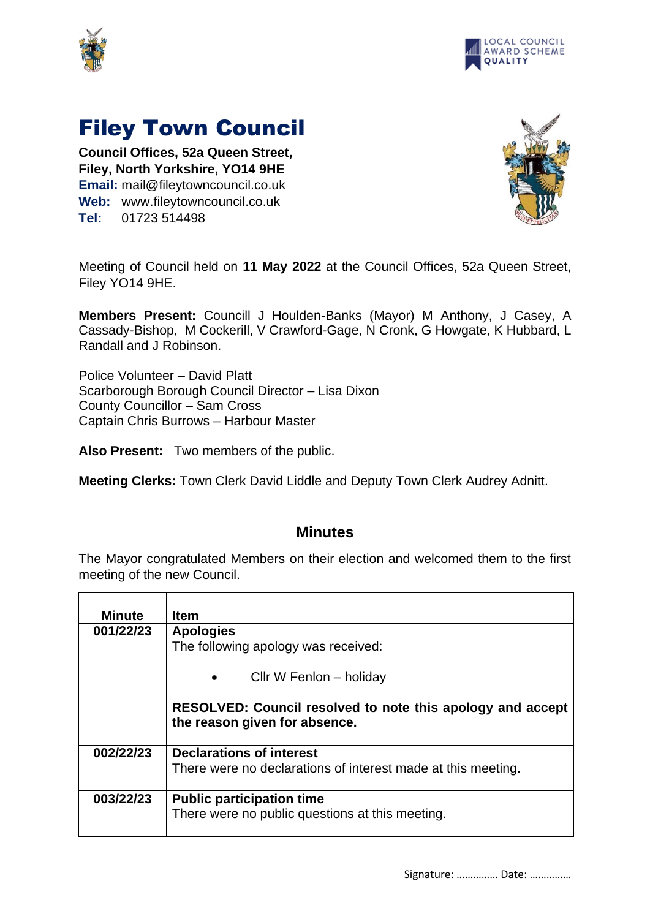# Filey Town Council

**Council Offices, 52a Queen Street,**
**Filey, North Yorkshire, YO14 9HE**
**Email:** mail@fileytowncouncil.co.uk
**Web:** www.fileytowncouncil.co.uk
**Tel:** 01723 514498

Meeting of Council held on **11 May 2022** at the Council Offices, 52a Queen Street, Filey YO14 9HE.

**Members Present:** Councill J Houlden-Banks (Mayor) M Anthony, J Casey, A Cassady-Bishop, M Cockerill, V Crawford-Gage, N Cronk, G Howgate, K Hubbard, L Randall and J Robinson.

Police Volunteer – David Platt
Scarborough Borough Council Director – Lisa Dixon
County Councillor – Sam Cross
Captain Chris Burrows – Harbour Master

**Also Present:** Two members of the public.

**Meeting Clerks:** Town Clerk David Liddle and Deputy Town Clerk Audrey Adnitt.

## Minutes

The Mayor congratulated Members on their election and welcomed them to the first meeting of the new Council.

| Minute | Item |
|---|---|
| 001/22/23 | **Apologies**<br>The following apology was received:<br>• Cllr W Fenlon – holiday<br>**RESOLVED: Council resolved to note this apology and accept the reason given for absence.** |
| 002/22/23 | **Declarations of interest**<br>There were no declarations of interest made at this meeting. |
| 003/22/23 | **Public participation time**<br>There were no public questions at this meeting. |

Signature: …………… Date: ……………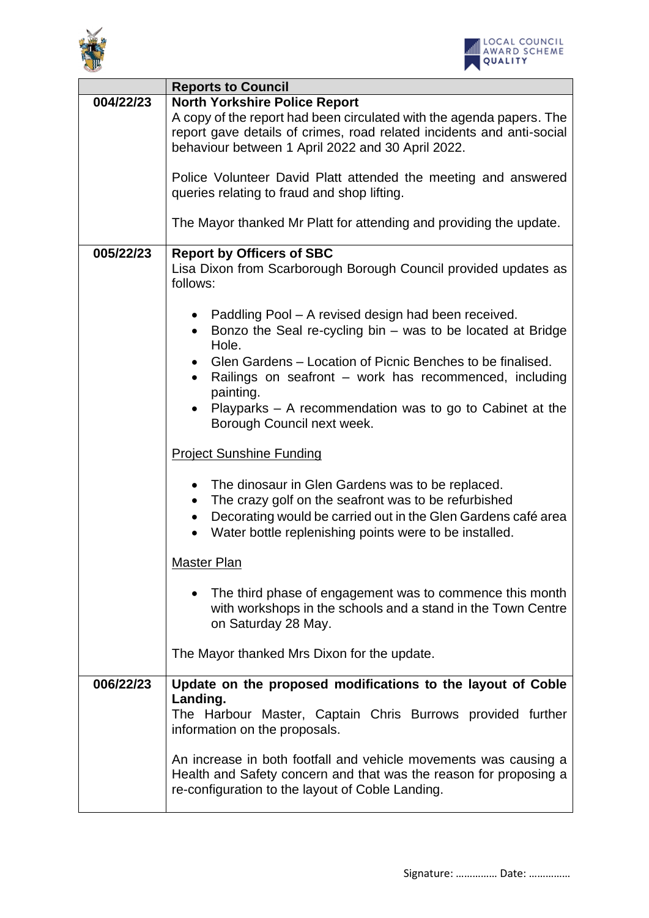| | Reports to Council |
|---|---|
| 004/22/23 | **North Yorkshire Police Report**<br>A copy of the report had been circulated with the agenda papers. The report gave details of crimes, road related incidents and anti-social behaviour between 1 April 2022 and 30 April 2022.<br><br>Police Volunteer David Platt attended the meeting and answered queries relating to fraud and shop lifting.<br><br>The Mayor thanked Mr Platt for attending and providing the update. |
| 005/22/23 | **Report by Officers of SBC**<br>Lisa Dixon from Scarborough Borough Council provided updates as follows:<br><br>• Paddling Pool – A revised design had been received.<br>• Bonzo the Seal re-cycling bin – was to be located at Bridge Hole.<br>• Glen Gardens – Location of Picnic Benches to be finalised.<br>• Railings on seafront – work has recommenced, including painting.<br>• Playparks – A recommendation was to go to Cabinet at the Borough Council next week.<br><br><u>Project Sunshine Funding</u><br><br>• The dinosaur in Glen Gardens was to be replaced.<br>• The crazy golf on the seafront was to be refurbished<br>• Decorating would be carried out in the Glen Gardens café area<br>• Water bottle replenishing points were to be installed.<br><br><u>Master Plan</u><br><br>• The third phase of engagement was to commence this month with workshops in the schools and a stand in the Town Centre on Saturday 28 May.<br><br>The Mayor thanked Mrs Dixon for the update. |
| 006/22/23 | **Update on the proposed modifications to the layout of Coble Landing.**<br>The Harbour Master, Captain Chris Burrows provided further information on the proposals.<br><br>An increase in both footfall and vehicle movements was causing a Health and Safety concern and that was the reason for proposing a re-configuration to the layout of Coble Landing. |

Signature: …………… Date: ……………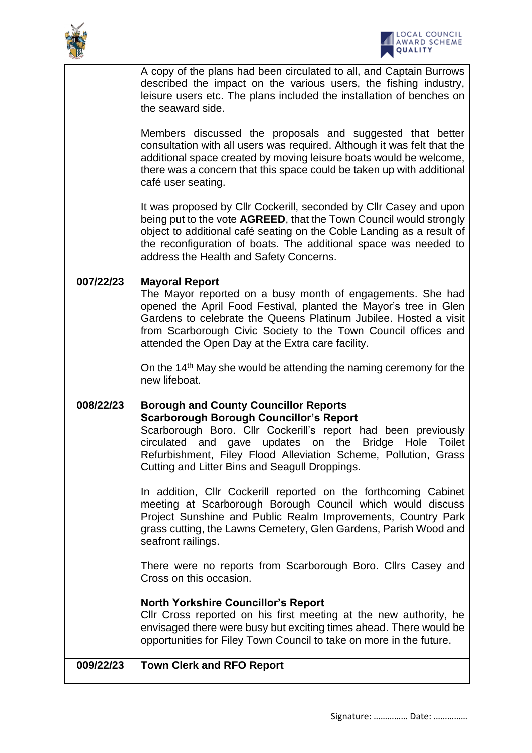| | |
|---|---|
| | A copy of the plans had been circulated to all, and Captain Burrows described the impact on the various users, the fishing industry, leisure users etc. The plans included the installation of benches on the seaward side.<br><br>Members discussed the proposals and suggested that better consultation with all users was required. Although it was felt that the additional space created by moving leisure boats would be welcome, there was a concern that this space could be taken up with additional café user seating.<br><br>It was proposed by Cllr Cockerill, seconded by Cllr Casey and upon being put to the vote **AGREED**, that the Town Council would strongly object to additional café seating on the Coble Landing as a result of the reconfiguration of boats. The additional space was needed to address the Health and Safety Concerns. |
| **007/22/23** | **Mayoral Report**<br>The Mayor reported on a busy month of engagements. She had opened the April Food Festival, planted the Mayor's tree in Glen Gardens to celebrate the Queens Platinum Jubilee. Hosted a visit from Scarborough Civic Society to the Town Council offices and attended the Open Day at the Extra care facility.<br><br>On the 14th May she would be attending the naming ceremony for the new lifeboat. |
| **008/22/23** | **Borough and County Councillor Reports**<br>**Scarborough Borough Councillor's Report**<br>Scarborough Boro. Cllr Cockerill's report had been previously circulated and gave updates on the Bridge Hole Toilet Refurbishment, Filey Flood Alleviation Scheme, Pollution, Grass Cutting and Litter Bins and Seagull Droppings.<br><br>In addition, Cllr Cockerill reported on the forthcoming Cabinet meeting at Scarborough Borough Council which would discuss Project Sunshine and Public Realm Improvements, Country Park grass cutting, the Lawns Cemetery, Glen Gardens, Parish Wood and seafront railings.<br><br>There were no reports from Scarborough Boro. Cllrs Casey and Cross on this occasion.<br><br>**North Yorkshire Councillor's Report**<br>Cllr Cross reported on his first meeting at the new authority, he envisaged there were busy but exciting times ahead. There would be opportunities for Filey Town Council to take on more in the future. |
| **009/22/23** | **Town Clerk and RFO Report** |

Signature: …………… Date: ……………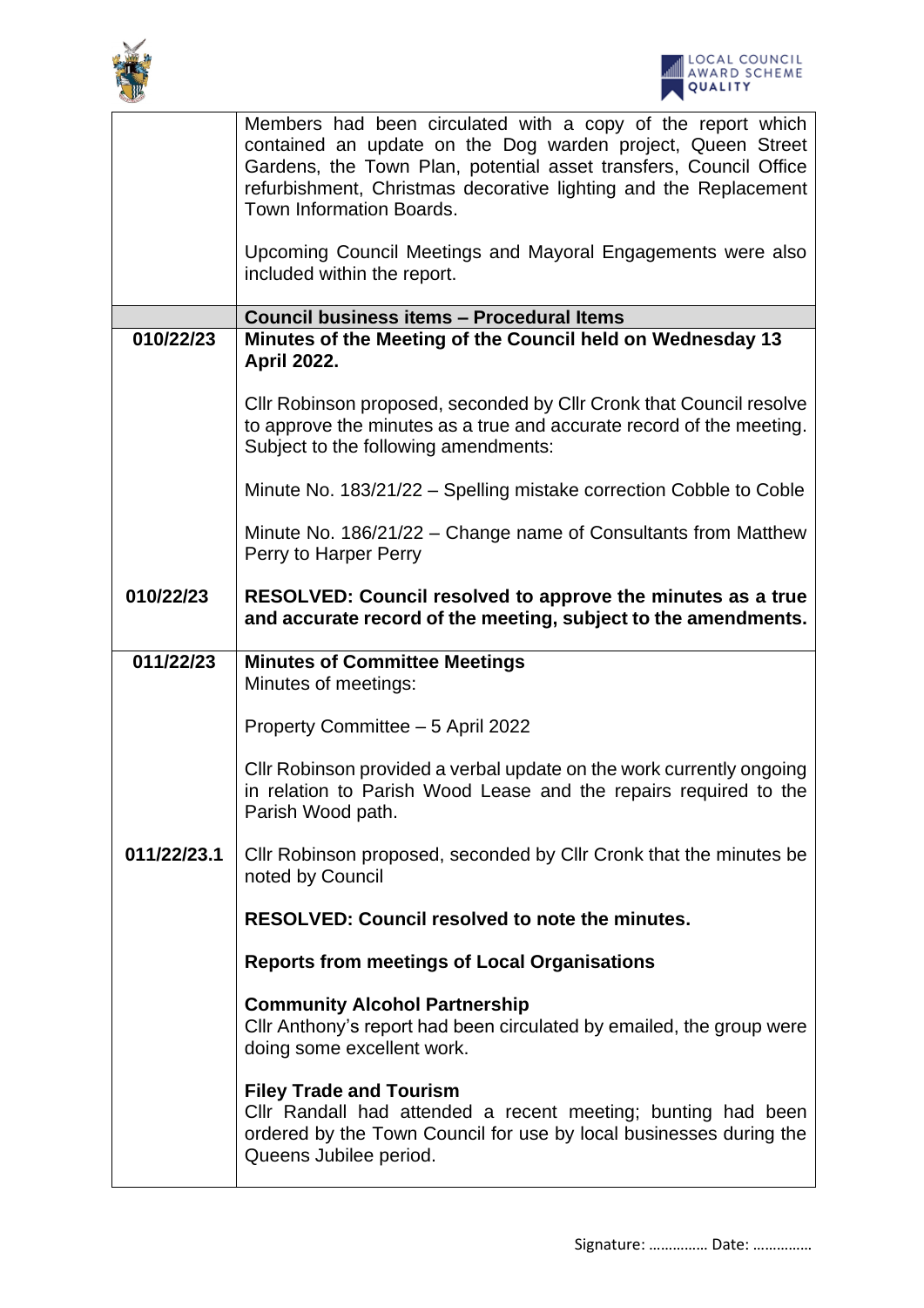| | |
|---|---|
| | Members had been circulated with a copy of the report which contained an update on the Dog warden project, Queen Street Gardens, the Town Plan, potential asset transfers, Council Office refurbishment, Christmas decorative lighting and the Replacement Town Information Boards.<br><br>Upcoming Council Meetings and Mayoral Engagements were also included within the report. |
| | **Council business items – Procedural Items** |
| **010/22/23** | **Minutes of the Meeting of the Council held on Wednesday 13 April 2022.**<br><br>Cllr Robinson proposed, seconded by Cllr Cronk that Council resolve to approve the minutes as a true and accurate record of the meeting. Subject to the following amendments:<br><br>Minute No. 183/21/22 – Spelling mistake correction Cobble to Coble<br><br>Minute No. 186/21/22 – Change name of Consultants from Matthew Perry to Harper Perry |
| **010/22/23** | **RESOLVED: Council resolved to approve the minutes as a true and accurate record of the meeting, subject to the amendments.** |
| **011/22/23** | **Minutes of Committee Meetings**<br>Minutes of meetings:<br><br>Property Committee – 5 April 2022<br><br>Cllr Robinson provided a verbal update on the work currently ongoing in relation to Parish Wood Lease and the repairs required to the Parish Wood path. |
| **011/22/23.1** | Cllr Robinson proposed, seconded by Cllr Cronk that the minutes be noted by Council<br><br>**RESOLVED: Council resolved to note the minutes.**<br><br>**Reports from meetings of Local Organisations**<br><br>**Community Alcohol Partnership**<br>Cllr Anthony's report had been circulated by emailed, the group were doing some excellent work.<br><br>**Filey Trade and Tourism**<br>Cllr Randall had attended a recent meeting; bunting had been ordered by the Town Council for use by local businesses during the Queens Jubilee period. |

Signature: …………… Date: ……………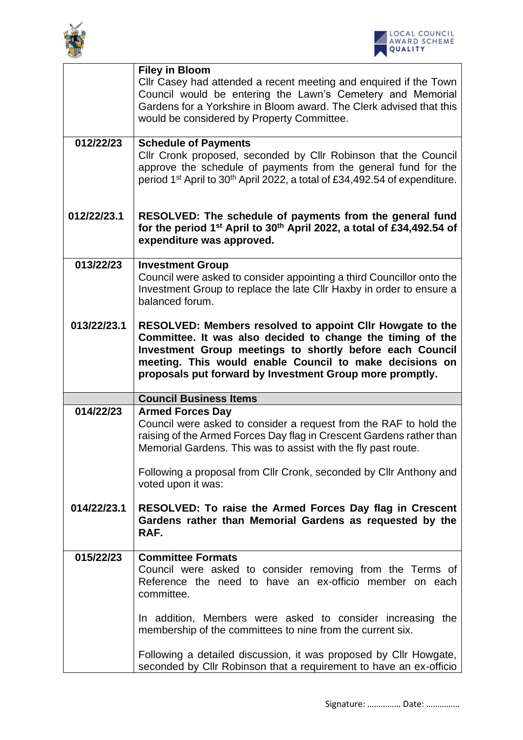| | |
|---|---|
| | **Filey in Bloom**<br>Cllr Casey had attended a recent meeting and enquired if the Town Council would be entering the Lawn's Cemetery and Memorial Gardens for a Yorkshire in Bloom award. The Clerk advised that this would be considered by Property Committee. |
| **012/22/23** | **Schedule of Payments**<br>Cllr Cronk proposed, seconded by Cllr Robinson that the Council approve the schedule of payments from the general fund for the period 1st April to 30th April 2022, a total of £34,492.54 of expenditure. |
| **012/22/23.1** | **RESOLVED: The schedule of payments from the general fund for the period 1st April to 30th April 2022, a total of £34,492.54 of expenditure was approved.** |
| **013/22/23** | **Investment Group**<br>Council were asked to consider appointing a third Councillor onto the Investment Group to replace the late Cllr Haxby in order to ensure a balanced forum. |
| **013/22/23.1** | **RESOLVED: Members resolved to appoint Cllr Howgate to the Committee. It was also decided to change the timing of the Investment Group meetings to shortly before each Council meeting. This would enable Council to make decisions on proposals put forward by Investment Group more promptly.** |
| | **Council Business Items** |
| **014/22/23** | **Armed Forces Day**<br>Council were asked to consider a request from the RAF to hold the raising of the Armed Forces Day flag in Crescent Gardens rather than Memorial Gardens. This was to assist with the fly past route.<br><br>Following a proposal from Cllr Cronk, seconded by Cllr Anthony and voted upon it was: |
| **014/22/23.1** | **RESOLVED: To raise the Armed Forces Day flag in Crescent Gardens rather than Memorial Gardens as requested by the RAF.** |
| **015/22/23** | **Committee Formats**<br>Council were asked to consider removing from the Terms of Reference the need to have an ex-officio member on each committee.<br><br>In addition, Members were asked to consider increasing the membership of the committees to nine from the current six.<br><br>Following a detailed discussion, it was proposed by Cllr Howgate, seconded by Cllr Robinson that a requirement to have an ex-officio |

Signature: …………… Date: ……………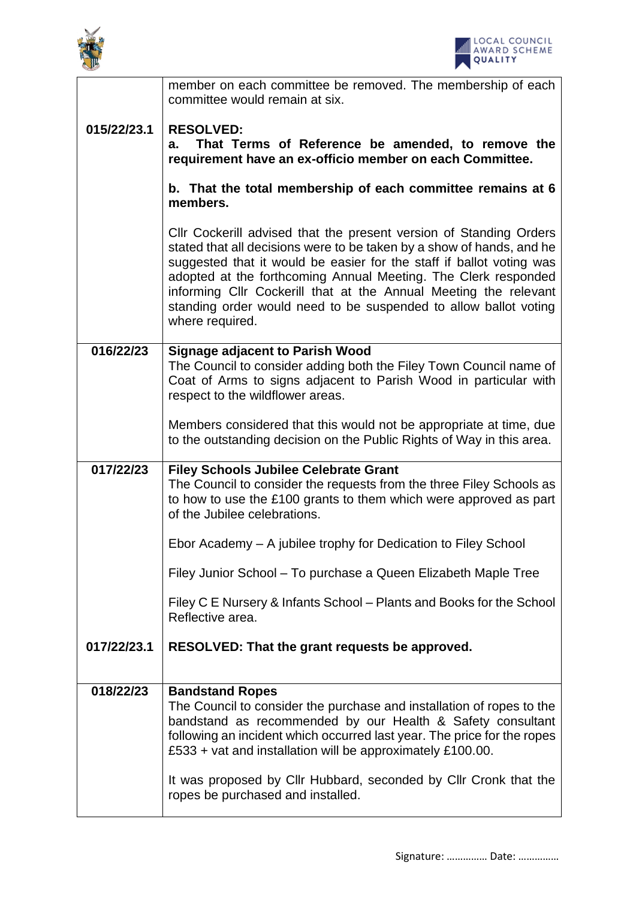| | |
|---|---|
| | member on each committee be removed. The membership of each committee would remain at six. |
| **015/22/23.1** | **RESOLVED:**<br>**a. That Terms of Reference be amended, to remove the requirement have an ex-officio member on each Committee.**<br><br>**b. That the total membership of each committee remains at 6 members.**<br><br>Cllr Cockerill advised that the present version of Standing Orders stated that all decisions were to be taken by a show of hands, and he suggested that it would be easier for the staff if ballot voting was adopted at the forthcoming Annual Meeting. The Clerk responded informing Cllr Cockerill that at the Annual Meeting the relevant standing order would need to be suspended to allow ballot voting where required. |
| **016/22/23** | **Signage adjacent to Parish Wood**<br>The Council to consider adding both the Filey Town Council name of Coat of Arms to signs adjacent to Parish Wood in particular with respect to the wildflower areas.<br><br>Members considered that this would not be appropriate at time, due to the outstanding decision on the Public Rights of Way in this area. |
| **017/22/23** | **Filey Schools Jubilee Celebrate Grant**<br>The Council to consider the requests from the three Filey Schools as to how to use the £100 grants to them which were approved as part of the Jubilee celebrations.<br><br>Ebor Academy – A jubilee trophy for Dedication to Filey School<br><br>Filey Junior School – To purchase a Queen Elizabeth Maple Tree<br><br>Filey C E Nursery & Infants School – Plants and Books for the School Reflective area. |
| **017/22/23.1** | **RESOLVED: That the grant requests be approved.** |
| **018/22/23** | **Bandstand Ropes**<br>The Council to consider the purchase and installation of ropes to the bandstand as recommended by our Health & Safety consultant following an incident which occurred last year. The price for the ropes £533 + vat and installation will be approximately £100.00.<br><br>It was proposed by Cllr Hubbard, seconded by Cllr Cronk that the ropes be purchased and installed. |

Signature: …………… Date: ……………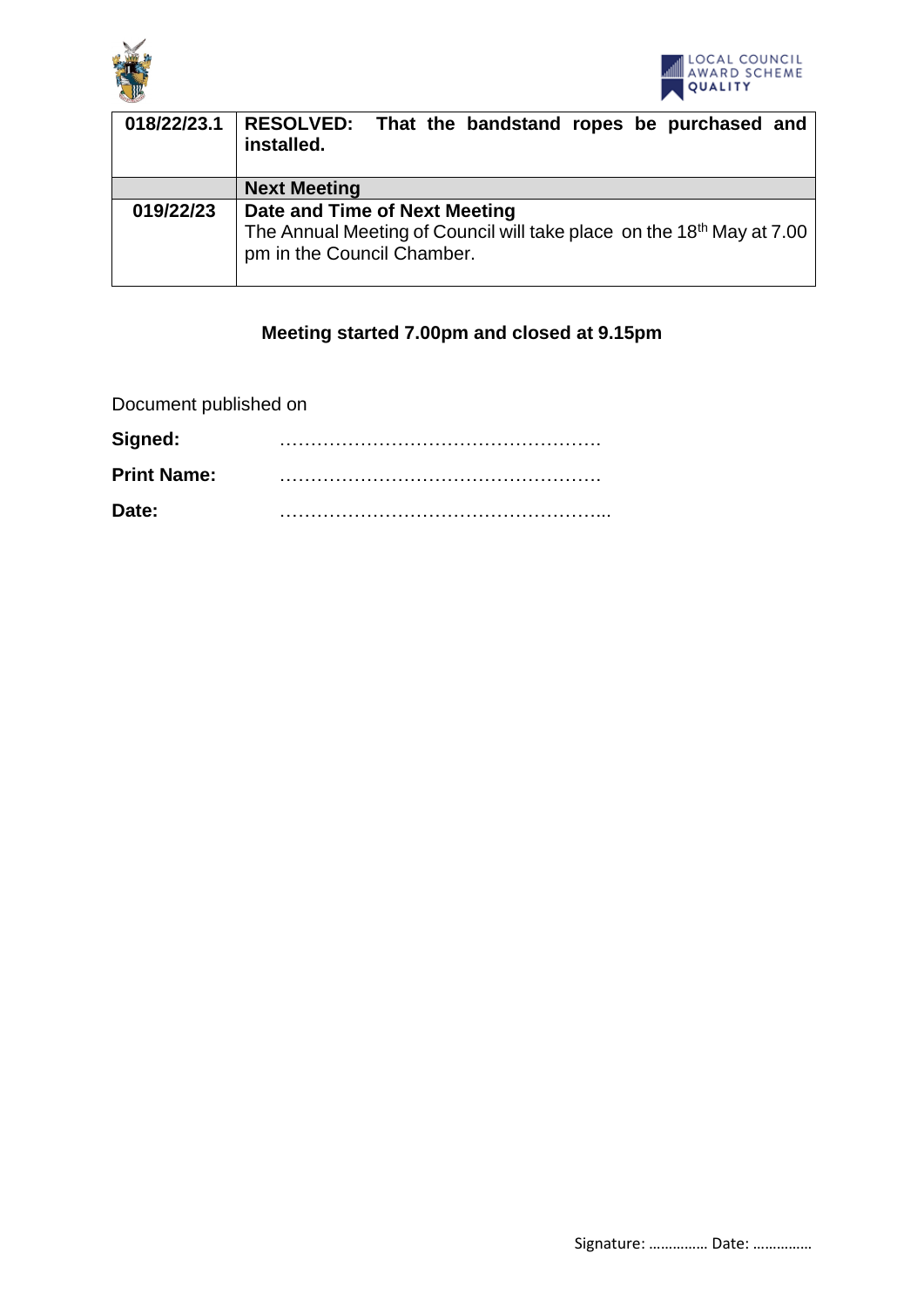| | |
|---|---|
| **018/22/23.1** | **RESOLVED: That the bandstand ropes be purchased and installed.** |
| | **Next Meeting** |
| **019/22/23** | **Date and Time of Next Meeting**<br>The Annual Meeting of Council will take place on the 18th May at 7.00 pm in the Council Chamber. |

**Meeting started 7.00pm and closed at 9.15pm**

Document published on

**Signed:** …………………………………………….

**Print Name:** …………………………………………….

**Date:** ……………………………………………...